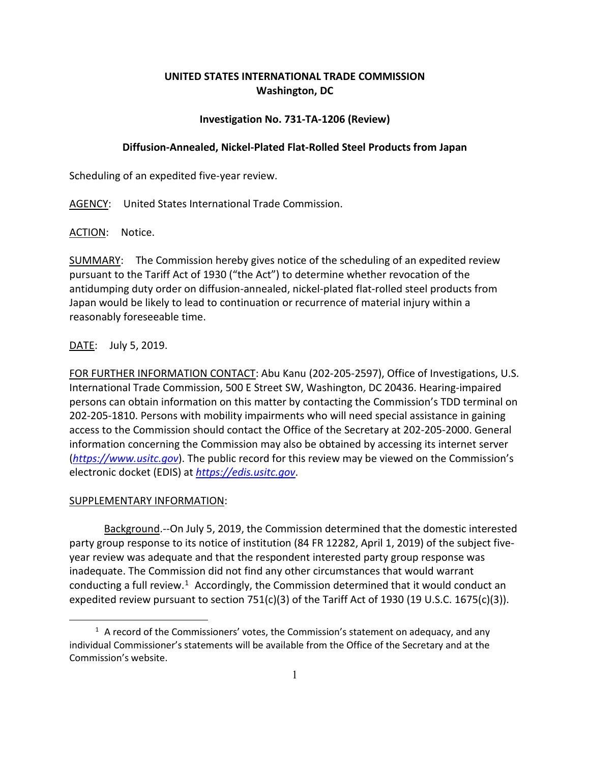**UNITED STATES INTERNATIONAL TRADE COMMISSION**
**Washington, DC**

**Investigation No. 731-TA-1206 (Review)**

**Diffusion-Annealed, Nickel-Plated Flat-Rolled Steel Products from Japan**

Scheduling of an expedited five-year review.

AGENCY: United States International Trade Commission.

ACTION: Notice.

SUMMARY: The Commission hereby gives notice of the scheduling of an expedited review pursuant to the Tariff Act of 1930 ("the Act") to determine whether revocation of the antidumping duty order on diffusion-annealed, nickel-plated flat-rolled steel products from Japan would be likely to lead to continuation or recurrence of material injury within a reasonably foreseeable time.

DATE: July 5, 2019.

FOR FURTHER INFORMATION CONTACT: Abu Kanu (202-205-2597), Office of Investigations, U.S. International Trade Commission, 500 E Street SW, Washington, DC 20436. Hearing-impaired persons can obtain information on this matter by contacting the Commission's TDD terminal on 202-205-1810. Persons with mobility impairments who will need special assistance in gaining access to the Commission should contact the Office of the Secretary at 202-205-2000. General information concerning the Commission may also be obtained by accessing its internet server (*https://www.usitc.gov*). The public record for this review may be viewed on the Commission's electronic docket (EDIS) at *https://edis.usitc.gov*.

SUPPLEMENTARY INFORMATION:

Background.--On July 5, 2019, the Commission determined that the domestic interested party group response to its notice of institution (84 FR 12282, April 1, 2019) of the subject five-year review was adequate and that the respondent interested party group response was inadequate. The Commission did not find any other circumstances that would warrant conducting a full review.[1] Accordingly, the Commission determined that it would conduct an expedited review pursuant to section 751(c)(3) of the Tariff Act of 1930 (19 U.S.C. 1675(c)(3)).

[1] A record of the Commissioners' votes, the Commission's statement on adequacy, and any individual Commissioner's statements will be available from the Office of the Secretary and at the Commission's website.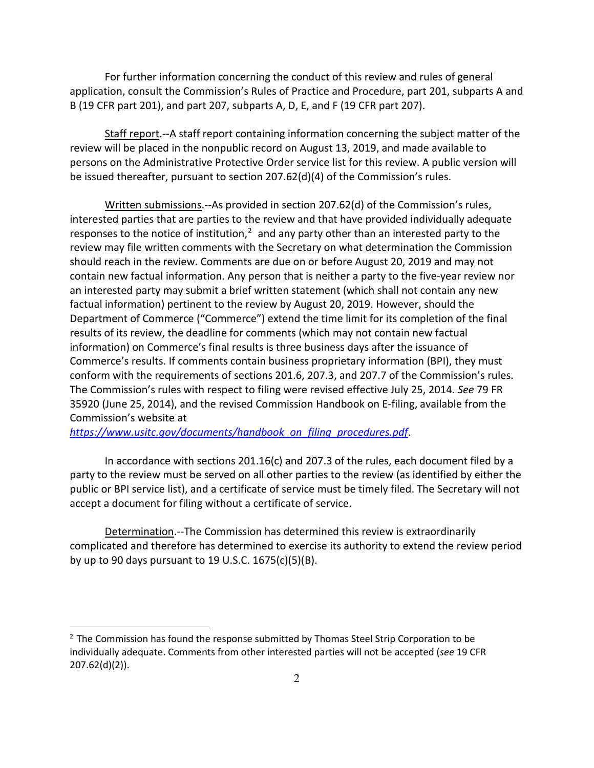For further information concerning the conduct of this review and rules of general application, consult the Commission's Rules of Practice and Procedure, part 201, subparts A and B (19 CFR part 201), and part 207, subparts A, D, E, and F (19 CFR part 207).

Staff report.--A staff report containing information concerning the subject matter of the review will be placed in the nonpublic record on August 13, 2019, and made available to persons on the Administrative Protective Order service list for this review. A public version will be issued thereafter, pursuant to section 207.62(d)(4) of the Commission's rules.

Written submissions.--As provided in section 207.62(d) of the Commission's rules, interested parties that are parties to the review and that have provided individually adequate responses to the notice of institution,[2] and any party other than an interested party to the review may file written comments with the Secretary on what determination the Commission should reach in the review. Comments are due on or before August 20, 2019 and may not contain new factual information. Any person that is neither a party to the five-year review nor an interested party may submit a brief written statement (which shall not contain any new factual information) pertinent to the review by August 20, 2019. However, should the Department of Commerce ("Commerce") extend the time limit for its completion of the final results of its review, the deadline for comments (which may not contain new factual information) on Commerce's final results is three business days after the issuance of Commerce's results. If comments contain business proprietary information (BPI), they must conform with the requirements of sections 201.6, 207.3, and 207.7 of the Commission's rules. The Commission's rules with respect to filing were revised effective July 25, 2014. *See* 79 FR 35920 (June 25, 2014), and the revised Commission Handbook on E-filing, available from the Commission's website at *https://www.usitc.gov/documents/handbook_on_filing_procedures.pdf*.

In accordance with sections 201.16(c) and 207.3 of the rules, each document filed by a party to the review must be served on all other parties to the review (as identified by either the public or BPI service list), and a certificate of service must be timely filed. The Secretary will not accept a document for filing without a certificate of service.

Determination.--The Commission has determined this review is extraordinarily complicated and therefore has determined to exercise its authority to extend the review period by up to 90 days pursuant to 19 U.S.C. 1675(c)(5)(B).

[2] The Commission has found the response submitted by Thomas Steel Strip Corporation to be individually adequate. Comments from other interested parties will not be accepted (*see* 19 CFR 207.62(d)(2)).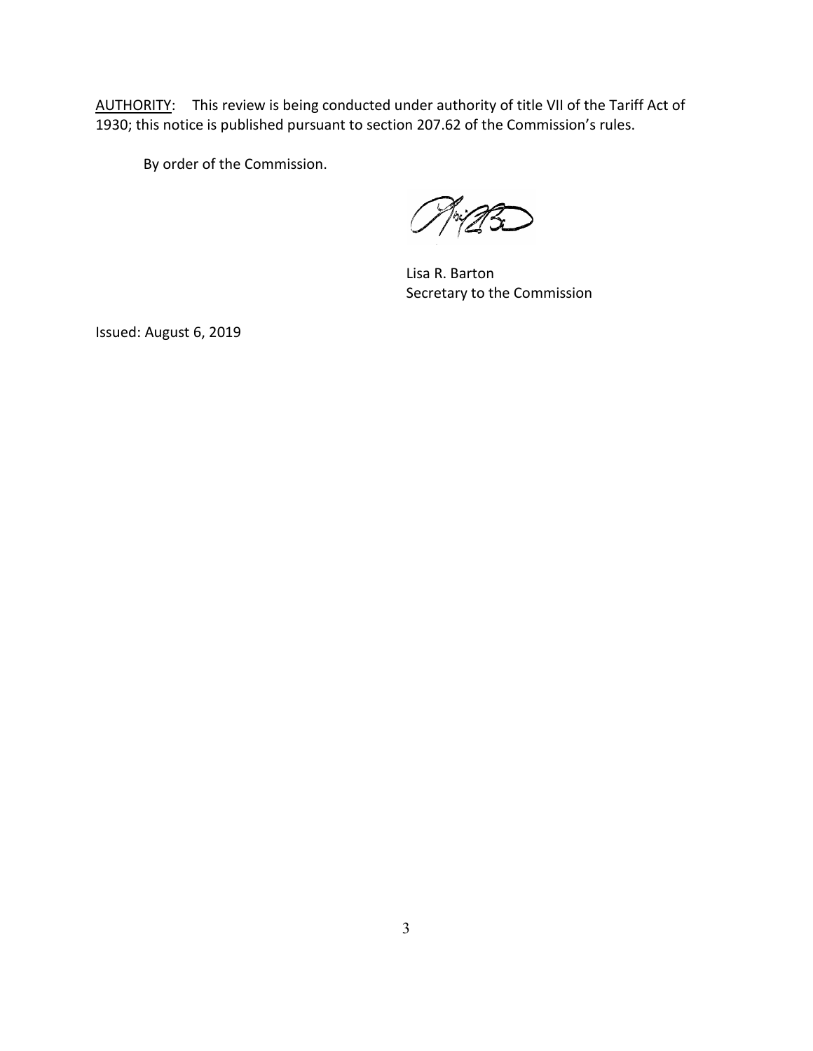AUTHORITY: This review is being conducted under authority of title VII of the Tariff Act of 1930; this notice is published pursuant to section 207.62 of the Commission's rules.

By order of the Commission.

Lisa R. Barton
Secretary to the Commission

Issued: August 6, 2019